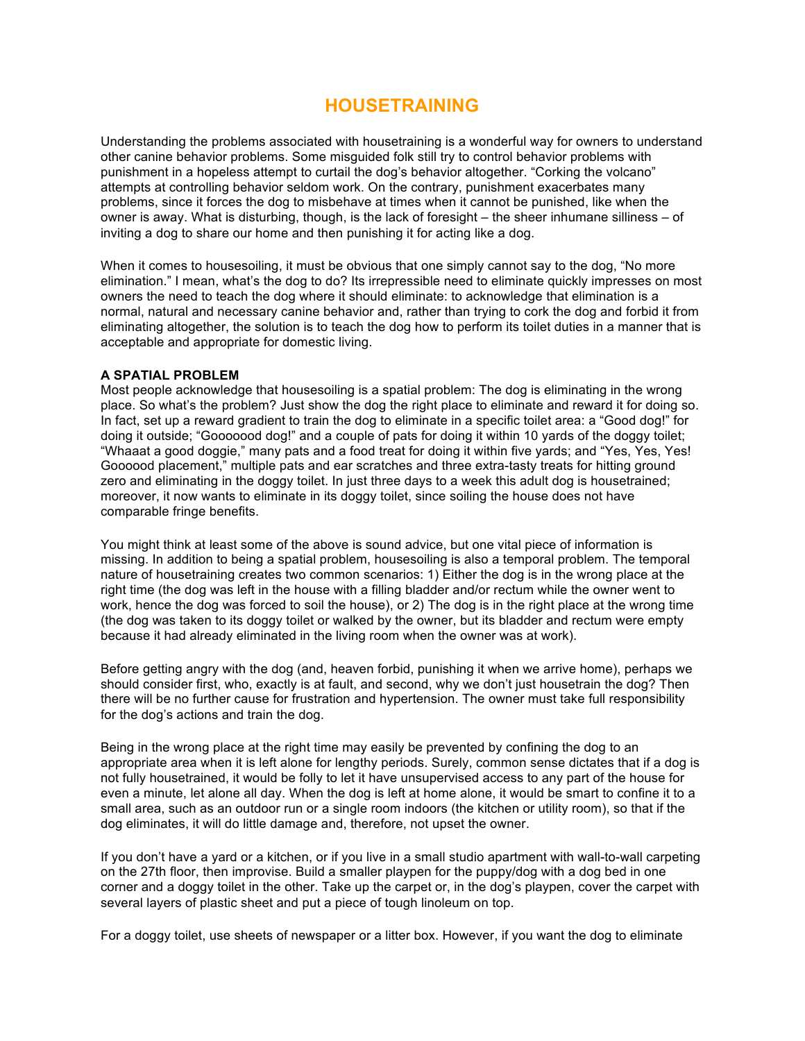# HOUSETRAINING

Understanding the problems associated with housetraining is a wonderful way for owners to understand other canine behavior problems. Some misguided folk still try to control behavior problems with punishment in a hopeless attempt to curtail the dog's behavior altogether. "Corking the volcano" attempts at controlling behavior seldom work. On the contrary, punishment exacerbates many problems, since it forces the dog to misbehave at times when it cannot be punished, like when the owner is away. What is disturbing, though, is the lack of foresight – the sheer inhumane silliness – of inviting a dog to share our home and then punishing it for acting like a dog.

When it comes to housesoiling, it must be obvious that one simply cannot say to the dog, "No more elimination." I mean, what's the dog to do? Its irrepressible need to eliminate quickly impresses on most owners the need to teach the dog where it should eliminate: to acknowledge that elimination is a normal, natural and necessary canine behavior and, rather than trying to cork the dog and forbid it from eliminating altogether, the solution is to teach the dog how to perform its toilet duties in a manner that is acceptable and appropriate for domestic living.

**A SPATIAL PROBLEM**

Most people acknowledge that housesoiling is a spatial problem: The dog is eliminating in the wrong place. So what's the problem? Just show the dog the right place to eliminate and reward it for doing so. In fact, set up a reward gradient to train the dog to eliminate in a specific toilet area: a "Good dog!" for doing it outside; "Goooood dog!" and a couple of pats for doing it within 10 yards of the doggy toilet; "Whaaat a good doggie," many pats and a food treat for doing it within five yards; and "Yes, Yes, Yes! Goooood placement," multiple pats and ear scratches and three extra-tasty treats for hitting ground zero and eliminating in the doggy toilet. In just three days to a week this adult dog is housetrained; moreover, it now wants to eliminate in its doggy toilet, since soiling the house does not have comparable fringe benefits.

You might think at least some of the above is sound advice, but one vital piece of information is missing. In addition to being a spatial problem, housesoiling is also a temporal problem. The temporal nature of housetraining creates two common scenarios: 1) Either the dog is in the wrong place at the right time (the dog was left in the house with a filling bladder and/or rectum while the owner went to work, hence the dog was forced to soil the house), or 2) The dog is in the right place at the wrong time (the dog was taken to its doggy toilet or walked by the owner, but its bladder and rectum were empty because it had already eliminated in the living room when the owner was at work).

Before getting angry with the dog (and, heaven forbid, punishing it when we arrive home), perhaps we should consider first, who, exactly is at fault, and second, why we don't just housetrain the dog? Then there will be no further cause for frustration and hypertension. The owner must take full responsibility for the dog's actions and train the dog.

Being in the wrong place at the right time may easily be prevented by confining the dog to an appropriate area when it is left alone for lengthy periods. Surely, common sense dictates that if a dog is not fully housetrained, it would be folly to let it have unsupervised access to any part of the house for even a minute, let alone all day. When the dog is left at home alone, it would be smart to confine it to a small area, such as an outdoor run or a single room indoors (the kitchen or utility room), so that if the dog eliminates, it will do little damage and, therefore, not upset the owner.

If you don't have a yard or a kitchen, or if you live in a small studio apartment with wall-to-wall carpeting on the 27th floor, then improvise. Build a smaller playpen for the puppy/dog with a dog bed in one corner and a doggy toilet in the other. Take up the carpet or, in the dog's playpen, cover the carpet with several layers of plastic sheet and put a piece of tough linoleum on top.

For a doggy toilet, use sheets of newspaper or a litter box. However, if you want the dog to eliminate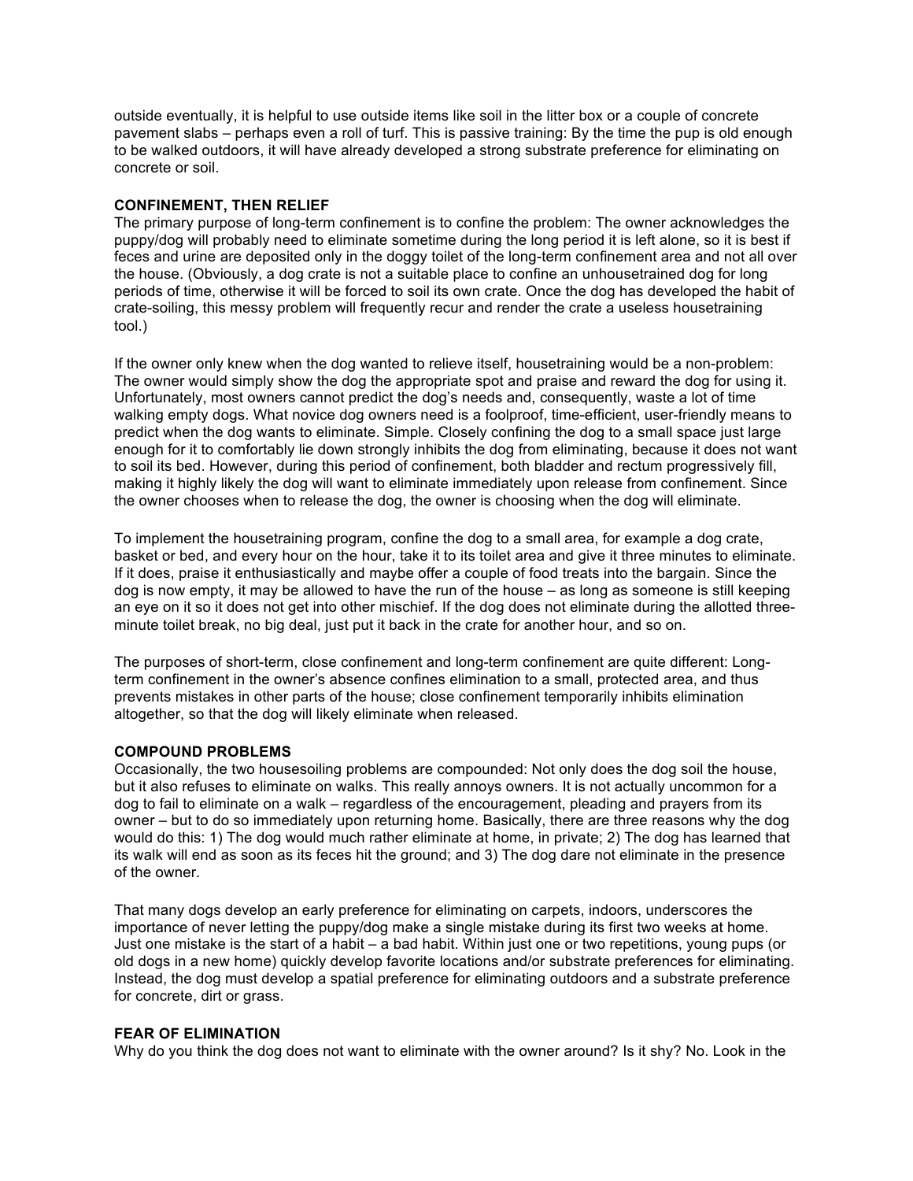outside eventually, it is helpful to use outside items like soil in the litter box or a couple of concrete pavement slabs – perhaps even a roll of turf. This is passive training: By the time the pup is old enough to be walked outdoors, it will have already developed a strong substrate preference for eliminating on concrete or soil.

**CONFINEMENT, THEN RELIEF**

The primary purpose of long-term confinement is to confine the problem: The owner acknowledges the puppy/dog will probably need to eliminate sometime during the long period it is left alone, so it is best if feces and urine are deposited only in the doggy toilet of the long-term confinement area and not all over the house. (Obviously, a dog crate is not a suitable place to confine an unhousetrained dog for long periods of time, otherwise it will be forced to soil its own crate. Once the dog has developed the habit of crate-soiling, this messy problem will frequently recur and render the crate a useless housetraining tool.)

If the owner only knew when the dog wanted to relieve itself, housetraining would be a non-problem: The owner would simply show the dog the appropriate spot and praise and reward the dog for using it. Unfortunately, most owners cannot predict the dog's needs and, consequently, waste a lot of time walking empty dogs. What novice dog owners need is a foolproof, time-efficient, user-friendly means to predict when the dog wants to eliminate. Simple. Closely confining the dog to a small space just large enough for it to comfortably lie down strongly inhibits the dog from eliminating, because it does not want to soil its bed. However, during this period of confinement, both bladder and rectum progressively fill, making it highly likely the dog will want to eliminate immediately upon release from confinement. Since the owner chooses when to release the dog, the owner is choosing when the dog will eliminate.

To implement the housetraining program, confine the dog to a small area, for example a dog crate, basket or bed, and every hour on the hour, take it to its toilet area and give it three minutes to eliminate. If it does, praise it enthusiastically and maybe offer a couple of food treats into the bargain. Since the dog is now empty, it may be allowed to have the run of the house – as long as someone is still keeping an eye on it so it does not get into other mischief. If the dog does not eliminate during the allotted three-minute toilet break, no big deal, just put it back in the crate for another hour, and so on.

The purposes of short-term, close confinement and long-term confinement are quite different: Long-term confinement in the owner's absence confines elimination to a small, protected area, and thus prevents mistakes in other parts of the house; close confinement temporarily inhibits elimination altogether, so that the dog will likely eliminate when released.

**COMPOUND PROBLEMS**

Occasionally, the two housesoiling problems are compounded: Not only does the dog soil the house, but it also refuses to eliminate on walks. This really annoys owners. It is not actually uncommon for a dog to fail to eliminate on a walk – regardless of the encouragement, pleading and prayers from its owner – but to do so immediately upon returning home. Basically, there are three reasons why the dog would do this: 1) The dog would much rather eliminate at home, in private; 2) The dog has learned that its walk will end as soon as its feces hit the ground; and 3) The dog dare not eliminate in the presence of the owner.

That many dogs develop an early preference for eliminating on carpets, indoors, underscores the importance of never letting the puppy/dog make a single mistake during its first two weeks at home. Just one mistake is the start of a habit – a bad habit. Within just one or two repetitions, young pups (or old dogs in a new home) quickly develop favorite locations and/or substrate preferences for eliminating. Instead, the dog must develop a spatial preference for eliminating outdoors and a substrate preference for concrete, dirt or grass.

**FEAR OF ELIMINATION**

Why do you think the dog does not want to eliminate with the owner around? Is it shy? No. Look in the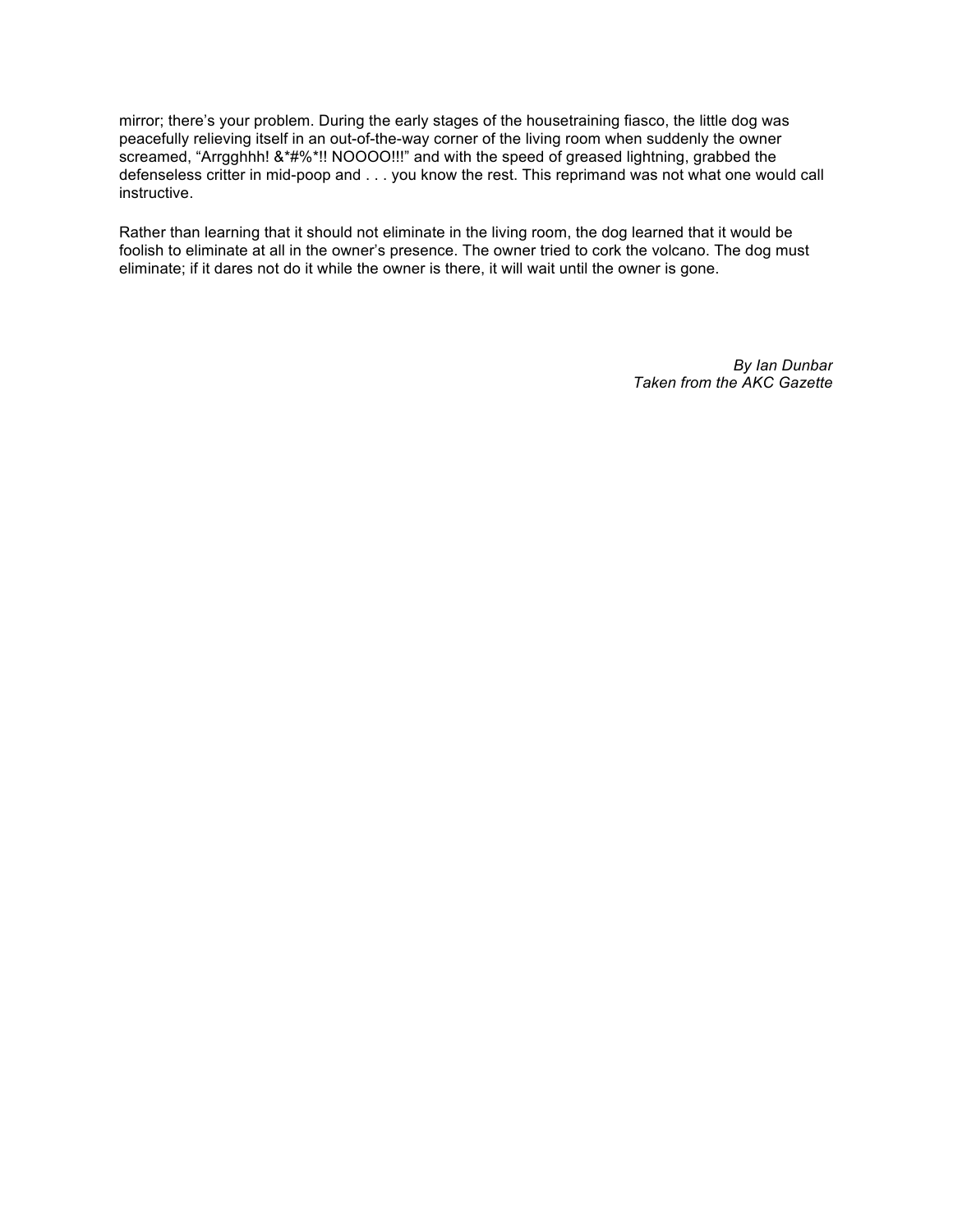mirror; there's your problem. During the early stages of the housetraining fiasco, the little dog was peacefully relieving itself in an out-of-the-way corner of the living room when suddenly the owner screamed, "Arrgghhh! &*#%*!! NOOOO!!!" and with the speed of greased lightning, grabbed the defenseless critter in mid-poop and . . . you know the rest. This reprimand was not what one would call instructive.

Rather than learning that it should not eliminate in the living room, the dog learned that it would be foolish to eliminate at all in the owner's presence. The owner tried to cork the volcano. The dog must eliminate; if it dares not do it while the owner is there, it will wait until the owner is gone.

*By Ian Dunbar*
*Taken from the AKC Gazette*